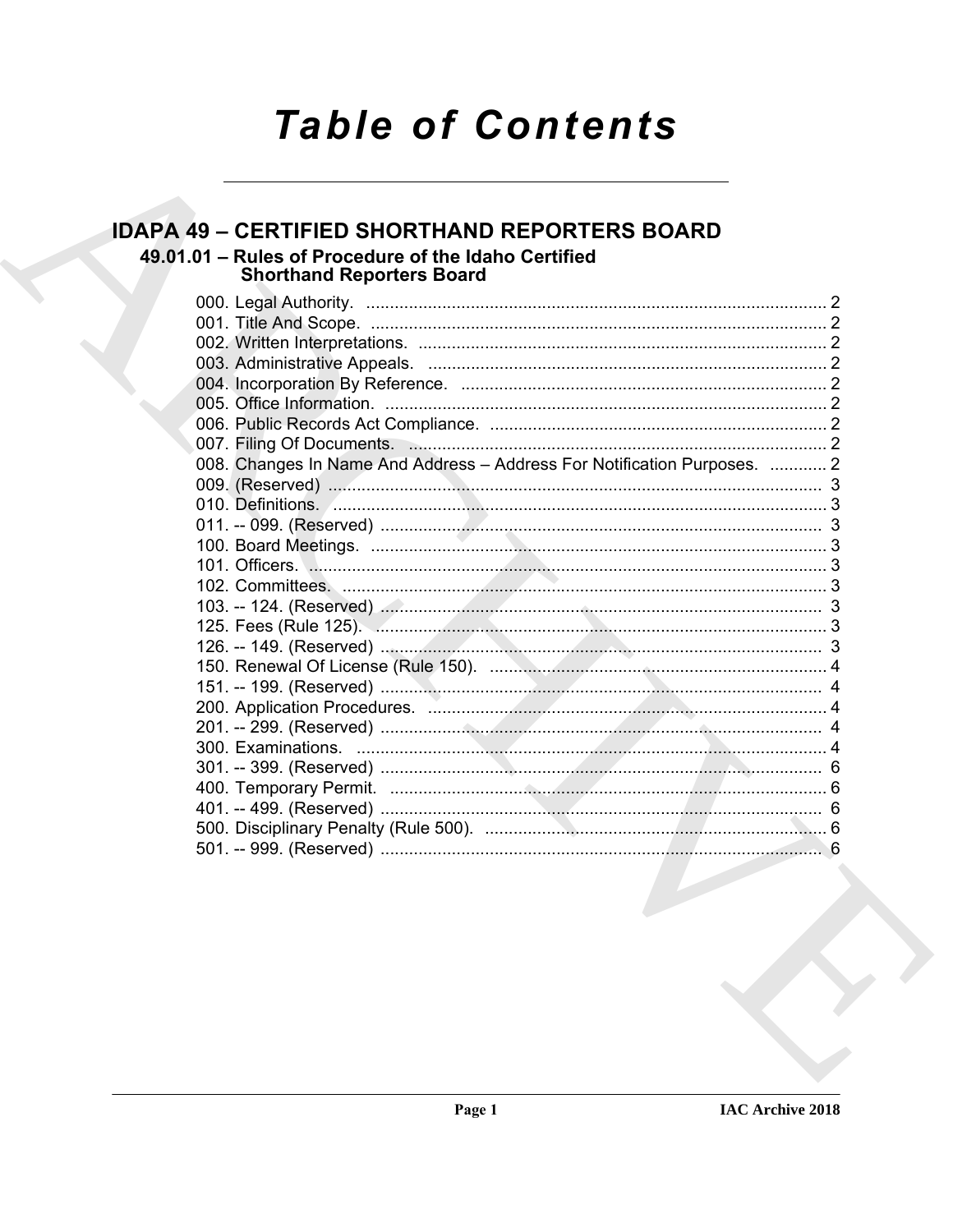# Table of Contents

## IDAPA 49 – CERTIFIED SHORTHAND REPORTERS BOARD

### 49.01.01 – Rules of Procedure of the Idaho Certified Shorthand Reporters Board

000. Legal Authority. ..... 2
001. Title And Scope. ..... 2
002. Written Interpretations. ..... 2
003. Administrative Appeals. ..... 2
004. Incorporation By Reference. ..... 2
005. Office Information. ..... 2
006. Public Records Act Compliance. ..... 2
007. Filing Of Documents. ..... 2
008. Changes In Name And Address – Address For Notification Purposes. ..... 2
009. (Reserved) ..... 3
010. Definitions. ..... 3
011. -- 099. (Reserved) ..... 3
100. Board Meetings. ..... 3
101. Officers. ..... 3
102. Committees. ..... 3
103. -- 124. (Reserved) ..... 3
125. Fees (Rule 125). ..... 3
126. -- 149. (Reserved) ..... 3
150. Renewal Of License (Rule 150). ..... 4
151. -- 199. (Reserved) ..... 4
200. Application Procedures. ..... 4
201. -- 299. (Reserved) ..... 4
300. Examinations. ..... 4
301. -- 399. (Reserved) ..... 6
400. Temporary Permit. ..... 6
401. -- 499. (Reserved) ..... 6
500. Disciplinary Penalty (Rule 500). ..... 6
501. -- 999. (Reserved) ..... 6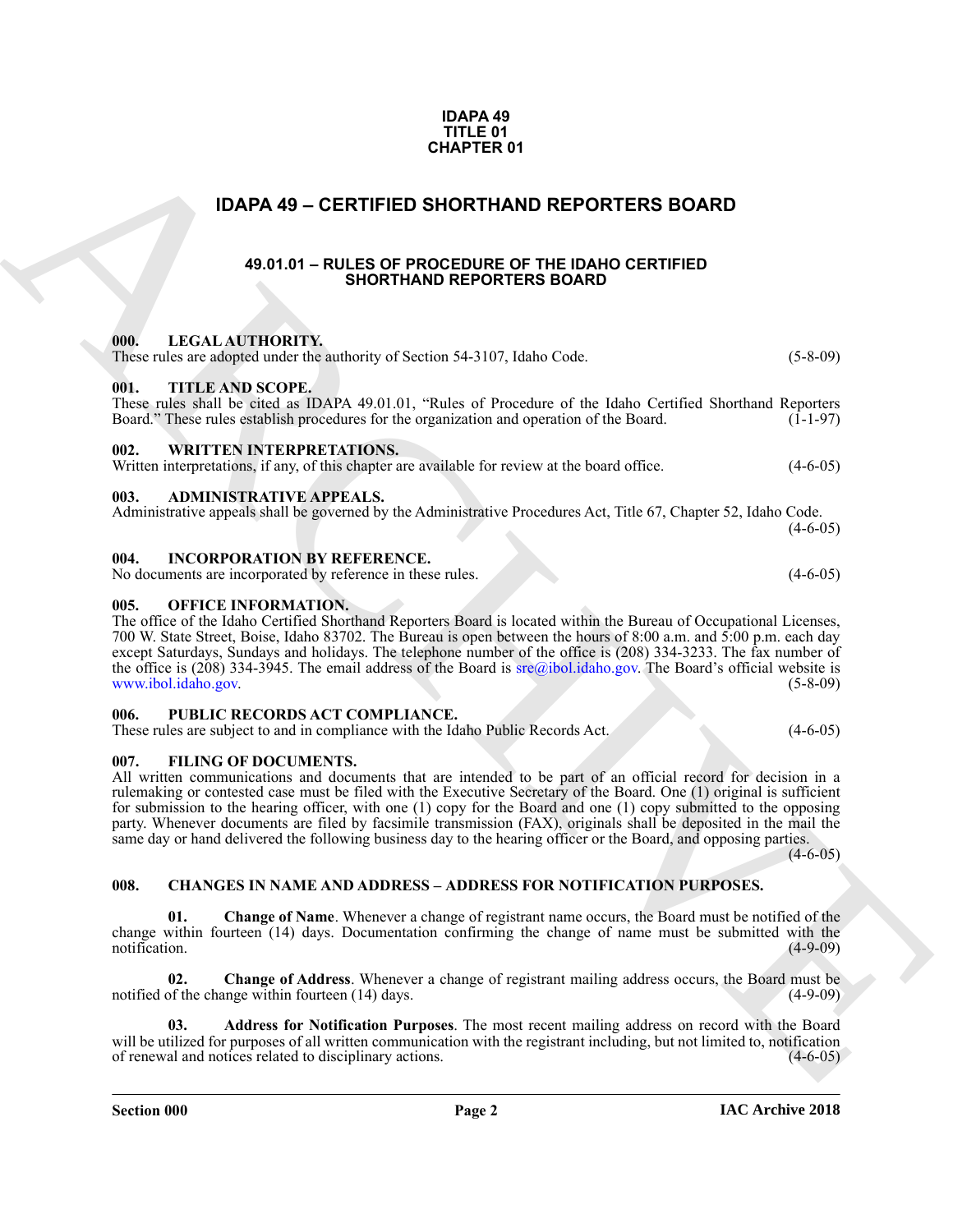**IDAPA 49**
**TITLE 01**
**CHAPTER 01**

# IDAPA 49 – CERTIFIED SHORTHAND REPORTERS BOARD

## 49.01.01 – RULES OF PROCEDURE OF THE IDAHO CERTIFIED SHORTHAND REPORTERS BOARD

### 000. LEGAL AUTHORITY.

These rules are adopted under the authority of Section 54-3107, Idaho Code. (5-8-09)

### 001. TITLE AND SCOPE.

These rules shall be cited as IDAPA 49.01.01, "Rules of Procedure of the Idaho Certified Shorthand Reporters Board." These rules establish procedures for the organization and operation of the Board. (1-1-97)

### 002. WRITTEN INTERPRETATIONS.

Written interpretations, if any, of this chapter are available for review at the board office. (4-6-05)

### 003. ADMINISTRATIVE APPEALS.

Administrative appeals shall be governed by the Administrative Procedures Act, Title 67, Chapter 52, Idaho Code. (4-6-05)

### 004. INCORPORATION BY REFERENCE.

No documents are incorporated by reference in these rules. (4-6-05)

### 005. OFFICE INFORMATION.

The office of the Idaho Certified Shorthand Reporters Board is located within the Bureau of Occupational Licenses, 700 W. State Street, Boise, Idaho 83702. The Bureau is open between the hours of 8:00 a.m. and 5:00 p.m. each day except Saturdays, Sundays and holidays. The telephone number of the office is (208) 334-3233. The fax number of the office is (208) 334-3945. The email address of the Board is sre@ibol.idaho.gov. The Board's official website is www.ibol.idaho.gov. (5-8-09)

### 006. PUBLIC RECORDS ACT COMPLIANCE.

These rules are subject to and in compliance with the Idaho Public Records Act. (4-6-05)

### 007. FILING OF DOCUMENTS.

All written communications and documents that are intended to be part of an official record for decision in a rulemaking or contested case must be filed with the Executive Secretary of the Board. One (1) original is sufficient for submission to the hearing officer, with one (1) copy for the Board and one (1) copy submitted to the opposing party. Whenever documents are filed by facsimile transmission (FAX), originals shall be deposited in the mail the same day or hand delivered the following business day to the hearing officer or the Board, and opposing parties. (4-6-05)

### 008. CHANGES IN NAME AND ADDRESS – ADDRESS FOR NOTIFICATION PURPOSES.

**01. Change of Name**. Whenever a change of registrant name occurs, the Board must be notified of the change within fourteen (14) days. Documentation confirming the change of name must be submitted with the notification. (4-9-09)

**02. Change of Address**. Whenever a change of registrant mailing address occurs, the Board must be notified of the change within fourteen (14) days. (4-9-09)

**03. Address for Notification Purposes**. The most recent mailing address on record with the Board will be utilized for purposes of all written communication with the registrant including, but not limited to, notification of renewal and notices related to disciplinary actions. (4-6-05)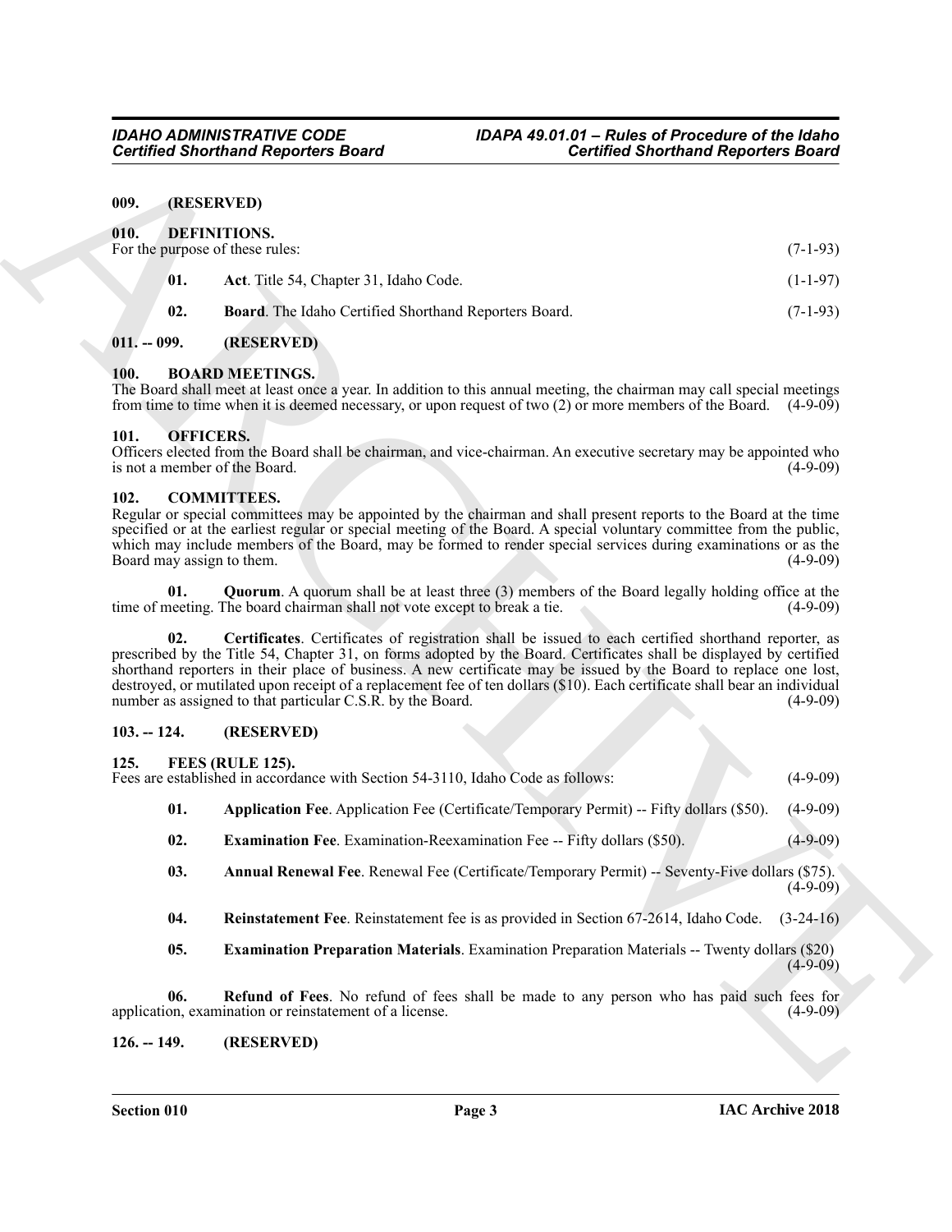### 009. (RESERVED)

### 010. DEFINITIONS.

For the purpose of these rules: (7-1-93)

**01.** **Act**. Title 54, Chapter 31, Idaho Code. (1-1-97)

**02.** **Board**. The Idaho Certified Shorthand Reporters Board. (7-1-93)

### 011. -- 099. (RESERVED)

### 100. BOARD MEETINGS.

The Board shall meet at least once a year. In addition to this annual meeting, the chairman may call special meetings from time to time when it is deemed necessary, or upon request of two (2) or more members of the Board. (4-9-09)

### 101. OFFICERS.

Officers elected from the Board shall be chairman, and vice-chairman. An executive secretary may be appointed who is not a member of the Board. (4-9-09)

### 102. COMMITTEES.

Regular or special committees may be appointed by the chairman and shall present reports to the Board at the time specified or at the earliest regular or special meeting of the Board. A special voluntary committee from the public, which may include members of the Board, may be formed to render special services during examinations or as the Board may assign to them. (4-9-09)

**01.** **Quorum**. A quorum shall be at least three (3) members of the Board legally holding office at the time of meeting. The board chairman shall not vote except to break a tie. (4-9-09)

**02.** **Certificates**. Certificates of registration shall be issued to each certified shorthand reporter, as prescribed by the Title 54, Chapter 31, on forms adopted by the Board. Certificates shall be displayed by certified shorthand reporters in their place of business. A new certificate may be issued by the Board to replace one lost, destroyed, or mutilated upon receipt of a replacement fee of ten dollars ($10). Each certificate shall bear an individual number as assigned to that particular C.S.R. by the Board. (4-9-09)

### 103. -- 124. (RESERVED)

### 125. FEES (RULE 125).

Fees are established in accordance with Section 54-3110, Idaho Code as follows: (4-9-09)

**01.** **Application Fee**. Application Fee (Certificate/Temporary Permit) -- Fifty dollars ($50). (4-9-09)

**02.** **Examination Fee**. Examination-Reexamination Fee -- Fifty dollars ($50). (4-9-09)

**03.** **Annual Renewal Fee**. Renewal Fee (Certificate/Temporary Permit) -- Seventy-Five dollars ($75). (4-9-09)

**04.** **Reinstatement Fee**. Reinstatement fee is as provided in Section 67-2614, Idaho Code. (3-24-16)

**05.** **Examination Preparation Materials**. Examination Preparation Materials -- Twenty dollars ($20) (4-9-09)

**06.** **Refund of Fees**. No refund of fees shall be made to any person who has paid such fees for application, examination or reinstatement of a license. (4-9-09)

### 126. -- 149. (RESERVED)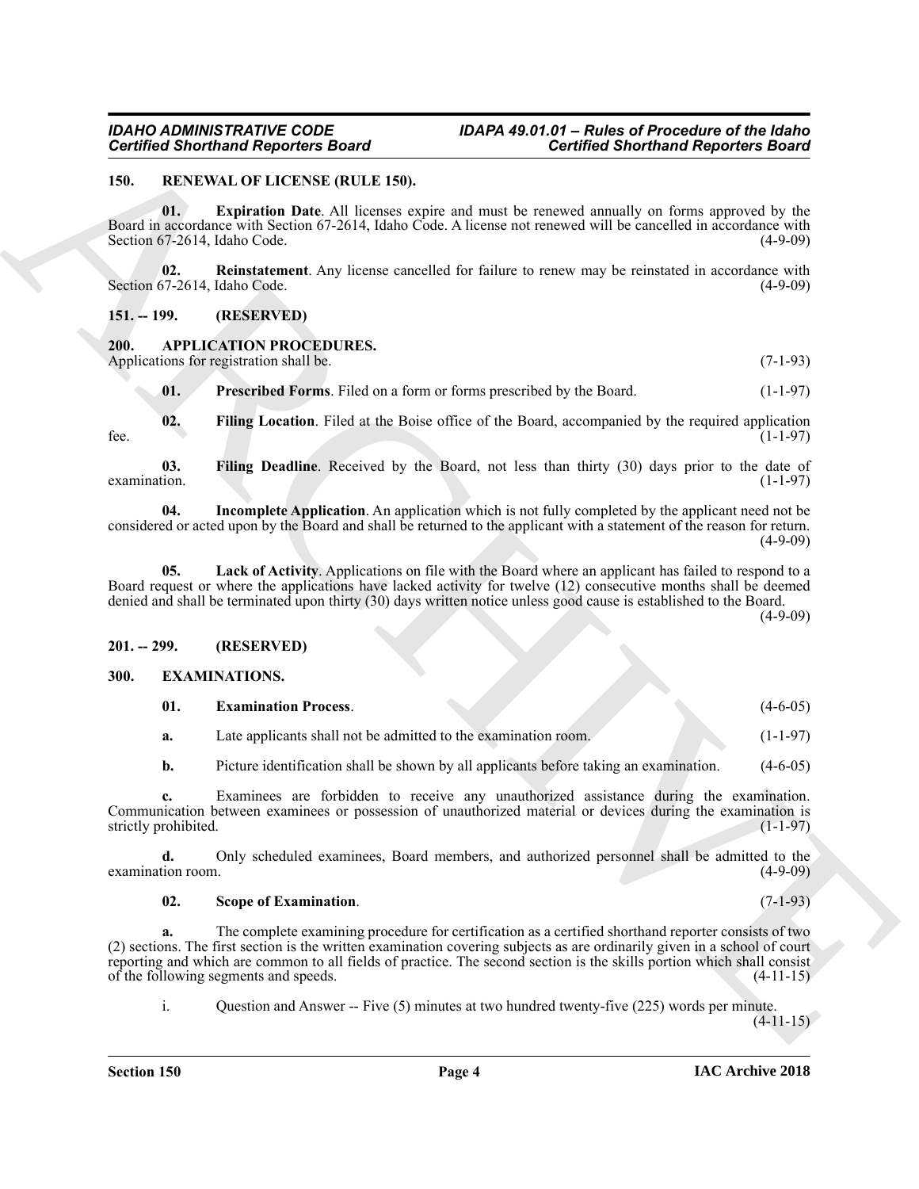### 150. RENEWAL OF LICENSE (RULE 150).

**01. Expiration Date**. All licenses expire and must be renewed annually on forms approved by the Board in accordance with Section 67-2614, Idaho Code. A license not renewed will be cancelled in accordance with Section 67-2614, Idaho Code. (4-9-09)

**02. Reinstatement**. Any license cancelled for failure to renew may be reinstated in accordance with Section 67-2614, Idaho Code. (4-9-09)

### 151. -- 199. (RESERVED)

### 200. APPLICATION PROCEDURES.

Applications for registration shall be. (7-1-93)

**01. Prescribed Forms**. Filed on a form or forms prescribed by the Board. (1-1-97)

**02. Filing Location**. Filed at the Boise office of the Board, accompanied by the required application fee. (1-1-97)

**03. Filing Deadline**. Received by the Board, not less than thirty (30) days prior to the date of examination. (1-1-97)

**04. Incomplete Application**. An application which is not fully completed by the applicant need not be considered or acted upon by the Board and shall be returned to the applicant with a statement of the reason for return. (4-9-09)

**05. Lack of Activity**. Applications on file with the Board where an applicant has failed to respond to a Board request or where the applications have lacked activity for twelve (12) consecutive months shall be deemed denied and shall be terminated upon thirty (30) days written notice unless good cause is established to the Board. (4-9-09)

### 201. -- 299. (RESERVED)

### 300. EXAMINATIONS.

**01. Examination Process**. (4-6-05)

**a.** Late applicants shall not be admitted to the examination room. (1-1-97)

**b.** Picture identification shall be shown by all applicants before taking an examination. (4-6-05)

**c.** Examinees are forbidden to receive any unauthorized assistance during the examination. Communication between examinees or possession of unauthorized material or devices during the examination is strictly prohibited. (1-1-97)

**d.** Only scheduled examinees, Board members, and authorized personnel shall be admitted to the examination room. (4-9-09)

**02. Scope of Examination**. (7-1-93)

**a.** The complete examining procedure for certification as a certified shorthand reporter consists of two (2) sections. The first section is the written examination covering subjects as are ordinarily given in a school of court reporting and which are common to all fields of practice. The second section is the skills portion which shall consist of the following segments and speeds. (4-11-15)

i. Question and Answer -- Five (5) minutes at two hundred twenty-five (225) words per minute. (4-11-15)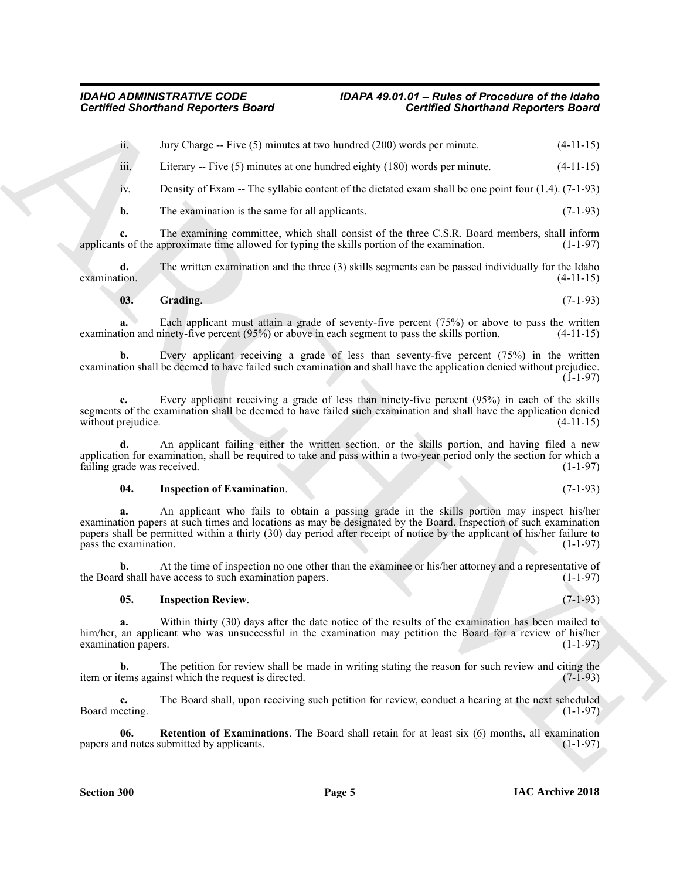ii. Jury Charge -- Five (5) minutes at two hundred (200) words per minute. (4-11-15)

iii. Literary -- Five (5) minutes at one hundred eighty (180) words per minute. (4-11-15)

iv. Density of Exam -- The syllabic content of the dictated exam shall be one point four (1.4). (7-1-93)

**b.** The examination is the same for all applicants. (7-1-93)

**c.** The examining committee, which shall consist of the three C.S.R. Board members, shall inform applicants of the approximate time allowed for typing the skills portion of the examination. (1-1-97)

**d.** The written examination and the three (3) skills segments can be passed individually for the Idaho examination. (4-11-15)

**03. Grading**. (7-1-93)

**a.** Each applicant must attain a grade of seventy-five percent (75%) or above to pass the written examination and ninety-five percent (95%) or above in each segment to pass the skills portion. (4-11-15)

**b.** Every applicant receiving a grade of less than seventy-five percent (75%) in the written examination shall be deemed to have failed such examination and shall have the application denied without prejudice. (1-1-97)

**c.** Every applicant receiving a grade of less than ninety-five percent (95%) in each of the skills segments of the examination shall be deemed to have failed such examination and shall have the application denied without prejudice. (4-11-15)

**d.** An applicant failing either the written section, or the skills portion, and having filed a new application for examination, shall be required to take and pass within a two-year period only the section for which a failing grade was received. (1-1-97)

**04. Inspection of Examination**. (7-1-93)

**a.** An applicant who fails to obtain a passing grade in the skills portion may inspect his/her examination papers at such times and locations as may be designated by the Board. Inspection of such examination papers shall be permitted within a thirty (30) day period after receipt of notice by the applicant of his/her failure to pass the examination. (1-1-97)

**b.** At the time of inspection no one other than the examinee or his/her attorney and a representative of the Board shall have access to such examination papers. (1-1-97)

**05. Inspection Review**. (7-1-93)

**a.** Within thirty (30) days after the date notice of the results of the examination has been mailed to him/her, an applicant who was unsuccessful in the examination may petition the Board for a review of his/her examination papers. (1-1-97)

**b.** The petition for review shall be made in writing stating the reason for such review and citing the item or items against which the request is directed. (7-1-93)

**c.** The Board shall, upon receiving such petition for review, conduct a hearing at the next scheduled Board meeting. (1-1-97)

**06. Retention of Examinations**. The Board shall retain for at least six (6) months, all examination papers and notes submitted by applicants. (1-1-97)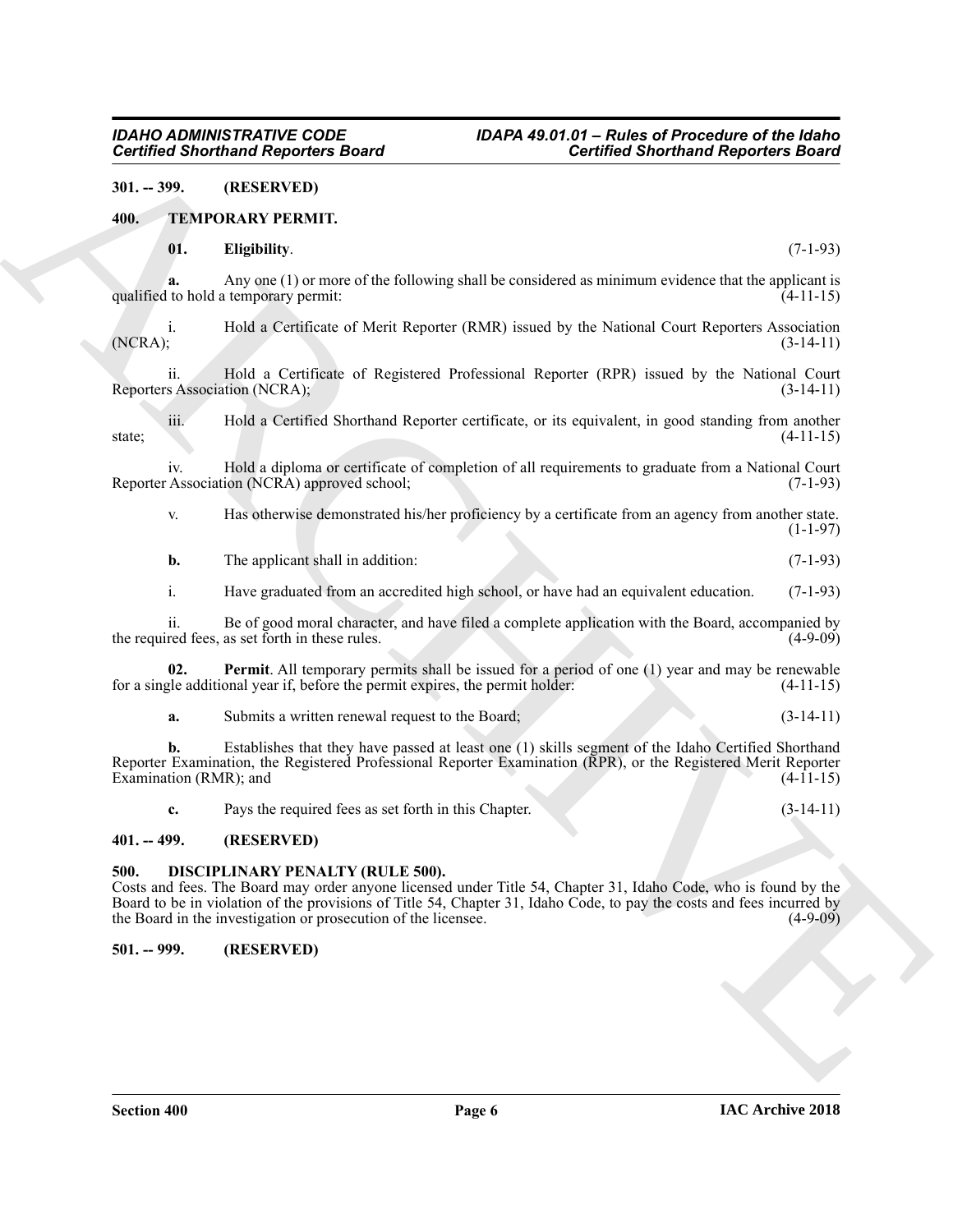**301. -- 399. (RESERVED)**

## 400. TEMPORARY PERMIT.

**01. Eligibility**. (7-1-93)

**a.** Any one (1) or more of the following shall be considered as minimum evidence that the applicant is qualified to hold a temporary permit: (4-11-15)

i. Hold a Certificate of Merit Reporter (RMR) issued by the National Court Reporters Association (NCRA); (3-14-11)

ii. Hold a Certificate of Registered Professional Reporter (RPR) issued by the National Court Reporters Association (NCRA); (3-14-11)

iii. Hold a Certified Shorthand Reporter certificate, or its equivalent, in good standing from another state; (4-11-15)

iv. Hold a diploma or certificate of completion of all requirements to graduate from a National Court Reporter Association (NCRA) approved school; (7-1-93)

v. Has otherwise demonstrated his/her proficiency by a certificate from an agency from another state. (1-1-97)

**b.** The applicant shall in addition: (7-1-93)

i. Have graduated from an accredited high school, or have had an equivalent education. (7-1-93)

ii. Be of good moral character, and have filed a complete application with the Board, accompanied by the required fees, as set forth in these rules. (4-9-09)

**02. Permit**. All temporary permits shall be issued for a period of one (1) year and may be renewable for a single additional year if, before the permit expires, the permit holder: (4-11-15)

**a.** Submits a written renewal request to the Board; (3-14-11)

**b.** Establishes that they have passed at least one (1) skills segment of the Idaho Certified Shorthand Reporter Examination, the Registered Professional Reporter Examination (RPR), or the Registered Merit Reporter Examination (RMR); and (4-11-15)

**c.** Pays the required fees as set forth in this Chapter. (3-14-11)

**401. -- 499. (RESERVED)**

## 500. DISCIPLINARY PENALTY (RULE 500).

Costs and fees. The Board may order anyone licensed under Title 54, Chapter 31, Idaho Code, who is found by the Board to be in violation of the provisions of Title 54, Chapter 31, Idaho Code, to pay the costs and fees incurred by the Board in the investigation or prosecution of the licensee. (4-9-09)

**501. -- 999. (RESERVED)**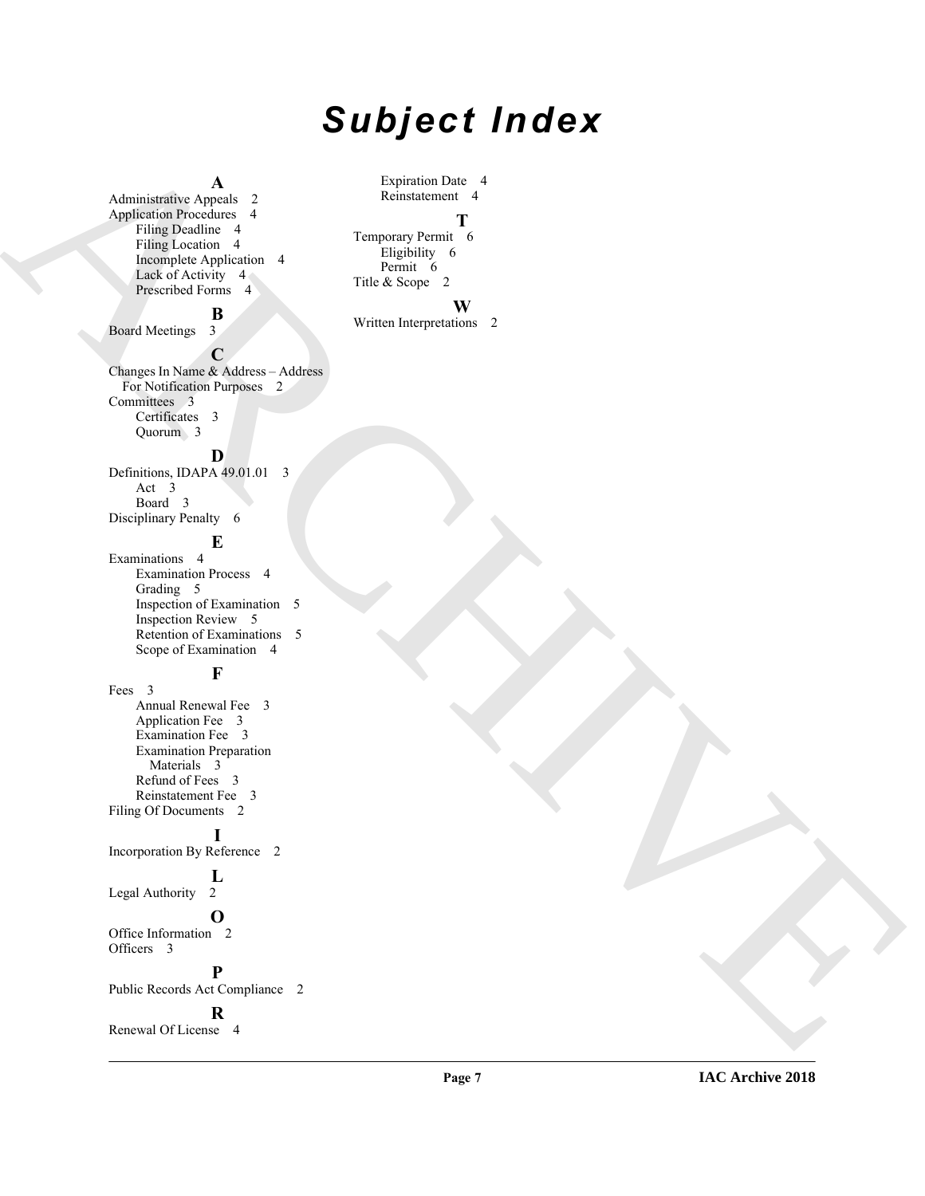# *Subject Index*

**A**

Administrative Appeals 2
Application Procedures 4
- Filing Deadline 4
- Filing Location 4
- Incomplete Application 4
- Lack of Activity 4
- Prescribed Forms 4

**B**

Board Meetings 3

**C**

Changes In Name & Address – Address For Notification Purposes 2
Committees 3
- Certificates 3
- Quorum 3

**D**

Definitions, IDAPA 49.01.01 3
- Act 3
- Board 3

Disciplinary Penalty 6

**E**

Examinations 4
- Examination Process 4
- Grading 5
- Inspection of Examination 5
- Inspection Review 5
- Retention of Examinations 5
- Scope of Examination 4

**F**

Fees 3
- Annual Renewal Fee 3
- Application Fee 3
- Examination Fee 3
- Examination Preparation Materials 3
- Refund of Fees 3
- Reinstatement Fee 3

Filing Of Documents 2

**I**

Incorporation By Reference 2

**L**

Legal Authority 2

**O**

Office Information 2
Officers 3

**P**

Public Records Act Compliance 2

**R**

Renewal Of License 4
- Expiration Date 4
- Reinstatement 4

**T**

Temporary Permit 6
- Eligibility 6
- Permit 6

Title & Scope 2

**W**

Written Interpretations 2